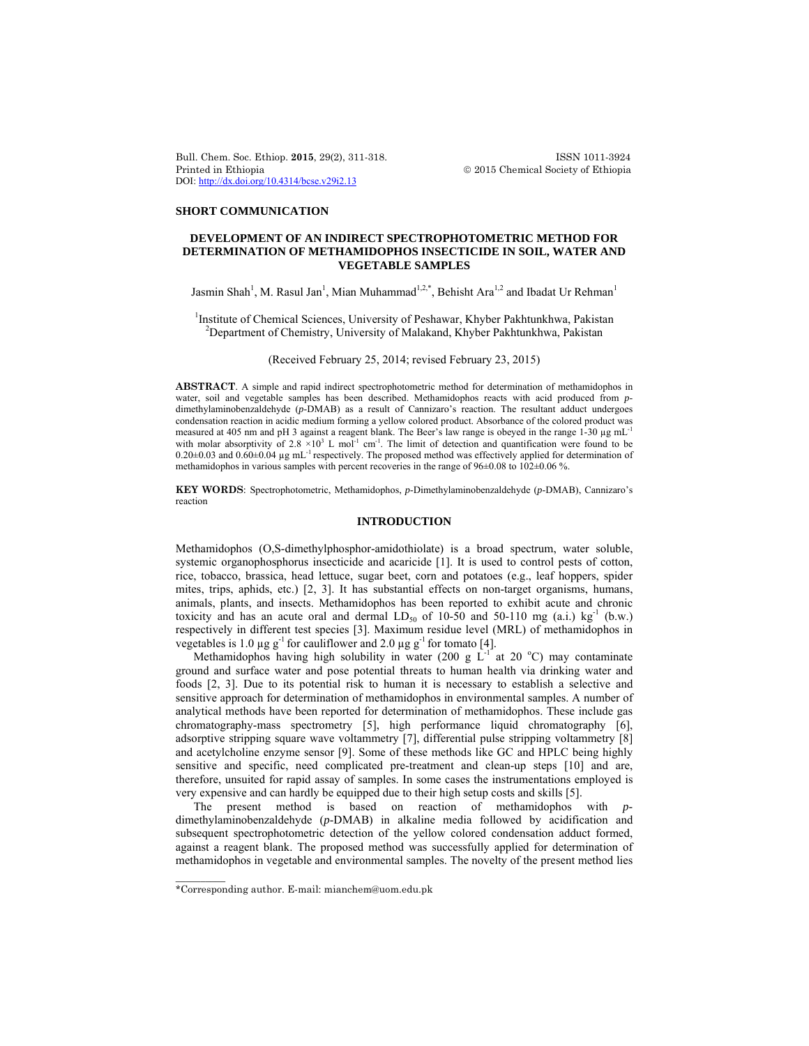**SHORT COMMUNICATION**

# DEVELOPMENT OF AN INDIRECT SPECTROPHOTOMETRIC METHOD FOR DETERMINATION OF METHAMIDOPHOS INSECTICIDE IN SOIL, WATER AND VEGETABLE SAMPLES

Jasmin Shah[1], M. Rasul Jan[1], Mian Muhammad[1,2,*], Behisht Ara[1,2] and Ibadat Ur Rehman[1]

[1]Institute of Chemical Sciences, University of Peshawar, Khyber Pakhtunkhwa, Pakistan
[2]Department of Chemistry, University of Malakand, Khyber Pakhtunkhwa, Pakistan

(Received February 25, 2014; revised February 23, 2015)

**ABSTRACT**. A simple and rapid indirect spectrophotometric method for determination of methamidophos in water, soil and vegetable samples has been described. Methamidophos reacts with acid produced from *p*-dimethylaminobenzaldehyde (*p*-DMAB) as a result of Cannizaro's reaction. The resultant adduct undergoes condensation reaction in acidic medium forming a yellow colored product. Absorbance of the colored product was measured at 405 nm and pH 3 against a reagent blank. The Beer's law range is obeyed in the range 1-30 µg mL$^{-1}$ with molar absorptivity of $2.8 \times 10^3$ L mol$^{-1}$ cm$^{-1}$. The limit of detection and quantification were found to be 0.20±0.03 and 0.60±0.04 µg mL$^{-1}$ respectively. The proposed method was effectively applied for determination of methamidophos in various samples with percent recoveries in the range of 96±0.08 to 102±0.06 %.

**KEY WORDS**: Spectrophotometric, Methamidophos, *p*-Dimethylaminobenzaldehyde (*p*-DMAB), Cannizaro's reaction

## INTRODUCTION

Methamidophos (O,S-dimethylphosphor-amidothiolate) is a broad spectrum, water soluble, systemic organophosphorus insecticide and acaricide [1]. It is used to control pests of cotton, rice, tobacco, brassica, head lettuce, sugar beet, corn and potatoes (e.g., leaf hoppers, spider mites, trips, aphids, etc.) [2, 3]. It has substantial effects on non-target organisms, humans, animals, plants, and insects. Methamidophos has been reported to exhibit acute and chronic toxicity and has an acute oral and dermal $LD_{50}$ of 10-50 and 50-110 mg (a.i.) kg$^{-1}$ (b.w.) respectively in different test species [3]. Maximum residue level (MRL) of methamidophos in vegetables is 1.0 µg g$^{-1}$ for cauliflower and 2.0 µg g$^{-1}$ for tomato [4].

Methamidophos having high solubility in water (200 g L$^{-1}$ at 20 °C) may contaminate ground and surface water and pose potential threats to human health via drinking water and foods [2, 3]. Due to its potential risk to human it is necessary to establish a selective and sensitive approach for determination of methamidophos in environmental samples. A number of analytical methods have been reported for determination of methamidophos. These include gas chromatography-mass spectrometry [5], high performance liquid chromatography [6], adsorptive stripping square wave voltammetry [7], differential pulse stripping voltammetry [8] and acetylcholine enzyme sensor [9]. Some of these methods like GC and HPLC being highly sensitive and specific, need complicated pre-treatment and clean-up steps [10] and are, therefore, unsuited for rapid assay of samples. In some cases the instrumentations employed is very expensive and can hardly be equipped due to their high setup costs and skills [5].

The present method is based on reaction of methamidophos with *p*-dimethylaminobenzaldehyde (*p*-DMAB) in alkaline media followed by acidification and subsequent spectrophotometric detection of the yellow colored condensation adduct formed, against a reagent blank. The proposed method was successfully applied for determination of methamidophos in vegetable and environmental samples. The novelty of the present method lies

*Corresponding author. E-mail: mianchem@uom.edu.pk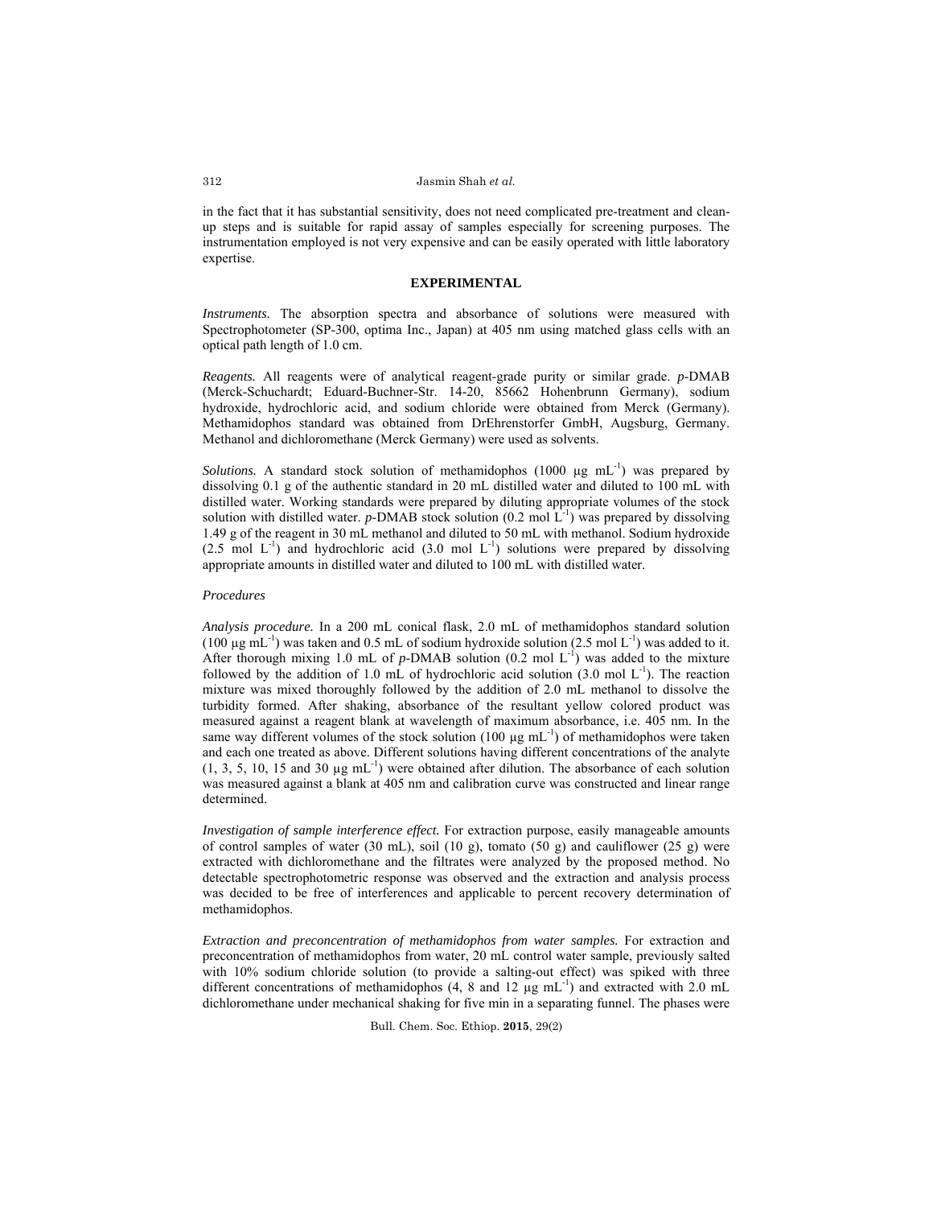in the fact that it has substantial sensitivity, does not need complicated pre-treatment and clean-up steps and is suitable for rapid assay of samples especially for screening purposes. The instrumentation employed is not very expensive and can be easily operated with little laboratory expertise.

## EXPERIMENTAL

*Instruments.* The absorption spectra and absorbance of solutions were measured with Spectrophotometer (SP-300, optima Inc., Japan) at 405 nm using matched glass cells with an optical path length of 1.0 cm.

*Reagents.* All reagents were of analytical reagent-grade purity or similar grade. *p*-DMAB (Merck-Schuchardt; Eduard-Buchner-Str. 14-20, 85662 Hohenbrunn Germany), sodium hydroxide, hydrochloric acid, and sodium chloride were obtained from Merck (Germany). Methamidophos standard was obtained from DrEhrenstorfer GmbH, Augsburg, Germany. Methanol and dichloromethane (Merck Germany) were used as solvents.

*Solutions.* A standard stock solution of methamidophos (1000 µg $mL^{-1}$) was prepared by dissolving 0.1 g of the authentic standard in 20 mL distilled water and diluted to 100 mL with distilled water. Working standards were prepared by diluting appropriate volumes of the stock solution with distilled water. *p*-DMAB stock solution (0.2 mol $L^{-1}$) was prepared by dissolving 1.49 g of the reagent in 30 mL methanol and diluted to 50 mL with methanol. Sodium hydroxide (2.5 mol $L^{-1}$) and hydrochloric acid (3.0 mol $L^{-1}$) solutions were prepared by dissolving appropriate amounts in distilled water and diluted to 100 mL with distilled water.

### *Procedures*

*Analysis procedure.* In a 200 mL conical flask, 2.0 mL of methamidophos standard solution (100 µg $mL^{-1}$) was taken and 0.5 mL of sodium hydroxide solution (2.5 mol $L^{-1}$) was added to it. After thorough mixing 1.0 mL of *p*-DMAB solution (0.2 mol $L^{-1}$) was added to the mixture followed by the addition of 1.0 mL of hydrochloric acid solution (3.0 mol $L^{-1}$). The reaction mixture was mixed thoroughly followed by the addition of 2.0 mL methanol to dissolve the turbidity formed. After shaking, absorbance of the resultant yellow colored product was measured against a reagent blank at wavelength of maximum absorbance, i.e. 405 nm. In the same way different volumes of the stock solution (100 µg $mL^{-1}$) of methamidophos were taken and each one treated as above. Different solutions having different concentrations of the analyte (1, 3, 5, 10, 15 and 30 µg $mL^{-1}$) were obtained after dilution. The absorbance of each solution was measured against a blank at 405 nm and calibration curve was constructed and linear range determined.

*Investigation of sample interference effect.* For extraction purpose, easily manageable amounts of control samples of water (30 mL), soil (10 g), tomato (50 g) and cauliflower (25 g) were extracted with dichloromethane and the filtrates were analyzed by the proposed method. No detectable spectrophotometric response was observed and the extraction and analysis process was decided to be free of interferences and applicable to percent recovery determination of methamidophos.

*Extraction and preconcentration of methamidophos from water samples.* For extraction and preconcentration of methamidophos from water, 20 mL control water sample, previously salted with 10% sodium chloride solution (to provide a salting-out effect) was spiked with three different concentrations of methamidophos (4, 8 and 12 µg $mL^{-1}$) and extracted with 2.0 mL dichloromethane under mechanical shaking for five min in a separating funnel. The phases were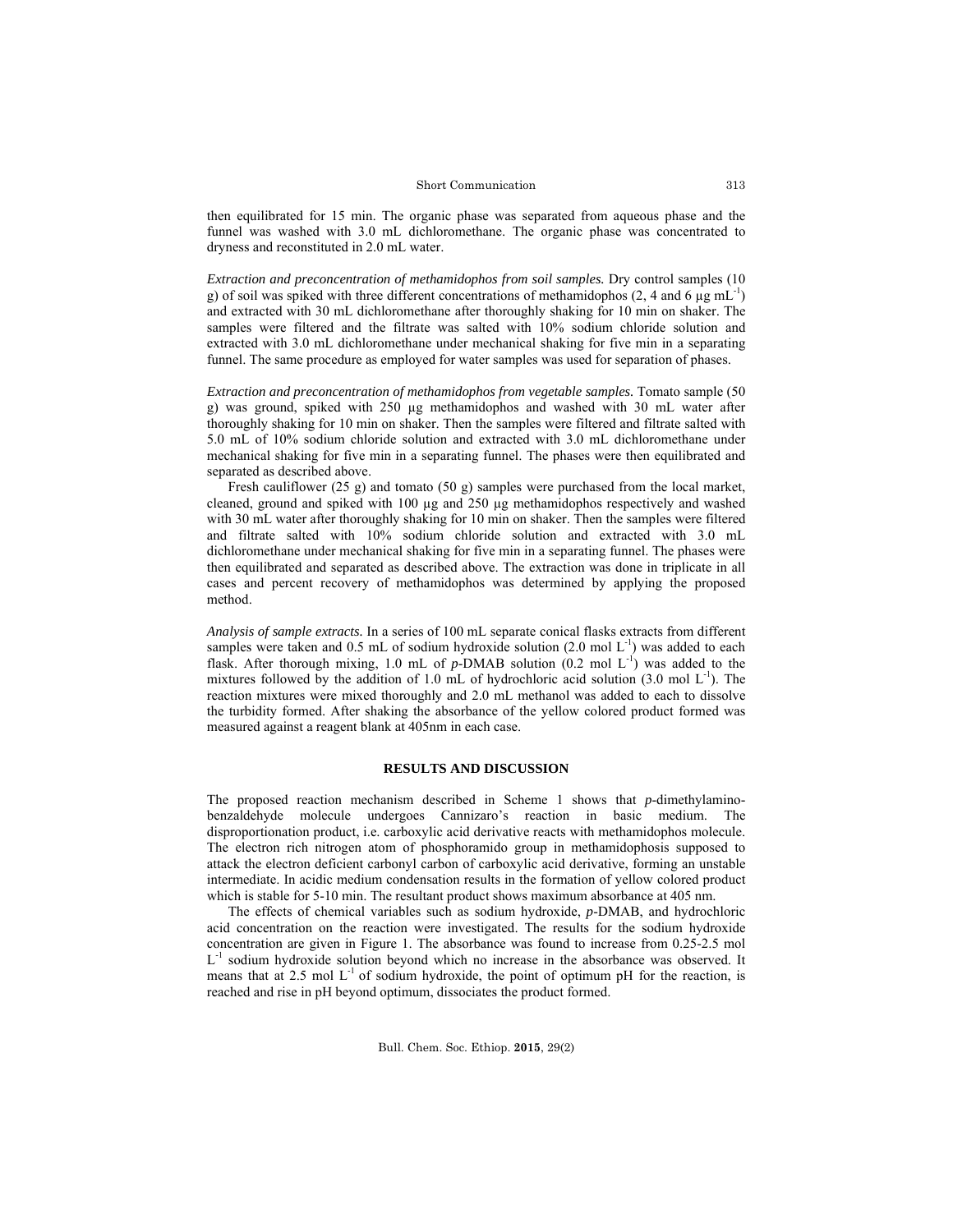then equilibrated for 15 min. The organic phase was separated from aqueous phase and the funnel was washed with 3.0 mL dichloromethane. The organic phase was concentrated to dryness and reconstituted in 2.0 mL water.

*Extraction and preconcentration of methamidophos from soil samples.* Dry control samples (10 g) of soil was spiked with three different concentrations of methamidophos (2, 4 and 6 µg $mL^{-1}$) and extracted with 30 mL dichloromethane after thoroughly shaking for 10 min on shaker. The samples were filtered and the filtrate was salted with 10% sodium chloride solution and extracted with 3.0 mL dichloromethane under mechanical shaking for five min in a separating funnel. The same procedure as employed for water samples was used for separation of phases.

*Extraction and preconcentration of methamidophos from vegetable samples.* Tomato sample (50 g) was ground, spiked with 250 µg methamidophos and washed with 30 mL water after thoroughly shaking for 10 min on shaker. Then the samples were filtered and filtrate salted with 5.0 mL of 10% sodium chloride solution and extracted with 3.0 mL dichloromethane under mechanical shaking for five min in a separating funnel. The phases were then equilibrated and separated as described above.

Fresh cauliflower (25 g) and tomato (50 g) samples were purchased from the local market, cleaned, ground and spiked with 100 µg and 250 µg methamidophos respectively and washed with 30 mL water after thoroughly shaking for 10 min on shaker. Then the samples were filtered and filtrate salted with 10% sodium chloride solution and extracted with 3.0 mL dichloromethane under mechanical shaking for five min in a separating funnel. The phases were then equilibrated and separated as described above. The extraction was done in triplicate in all cases and percent recovery of methamidophos was determined by applying the proposed method.

*Analysis of sample extracts.* In a series of 100 mL separate conical flasks extracts from different samples were taken and 0.5 mL of sodium hydroxide solution (2.0 mol $L^{-1}$) was added to each flask. After thorough mixing, 1.0 mL of *p*-DMAB solution (0.2 mol $L^{-1}$) was added to the mixtures followed by the addition of 1.0 mL of hydrochloric acid solution (3.0 mol $L^{-1}$). The reaction mixtures were mixed thoroughly and 2.0 mL methanol was added to each to dissolve the turbidity formed. After shaking the absorbance of the yellow colored product formed was measured against a reagent blank at 405nm in each case.

## RESULTS AND DISCUSSION

The proposed reaction mechanism described in Scheme 1 shows that *p*-dimethylamino-benzaldehyde molecule undergoes Cannizaro's reaction in basic medium. The disproportionation product, i.e. carboxylic acid derivative reacts with methamidophos molecule. The electron rich nitrogen atom of phosphoramido group in methamidophosis supposed to attack the electron deficient carbonyl carbon of carboxylic acid derivative, forming an unstable intermediate. In acidic medium condensation results in the formation of yellow colored product which is stable for 5-10 min. The resultant product shows maximum absorbance at 405 nm.

The effects of chemical variables such as sodium hydroxide, *p*-DMAB, and hydrochloric acid concentration on the reaction were investigated. The results for the sodium hydroxide concentration are given in Figure 1. The absorbance was found to increase from 0.25-2.5 mol $L^{-1}$ sodium hydroxide solution beyond which no increase in the absorbance was observed. It means that at 2.5 mol $L^{-1}$ of sodium hydroxide, the point of optimum pH for the reaction, is reached and rise in pH beyond optimum, dissociates the product formed.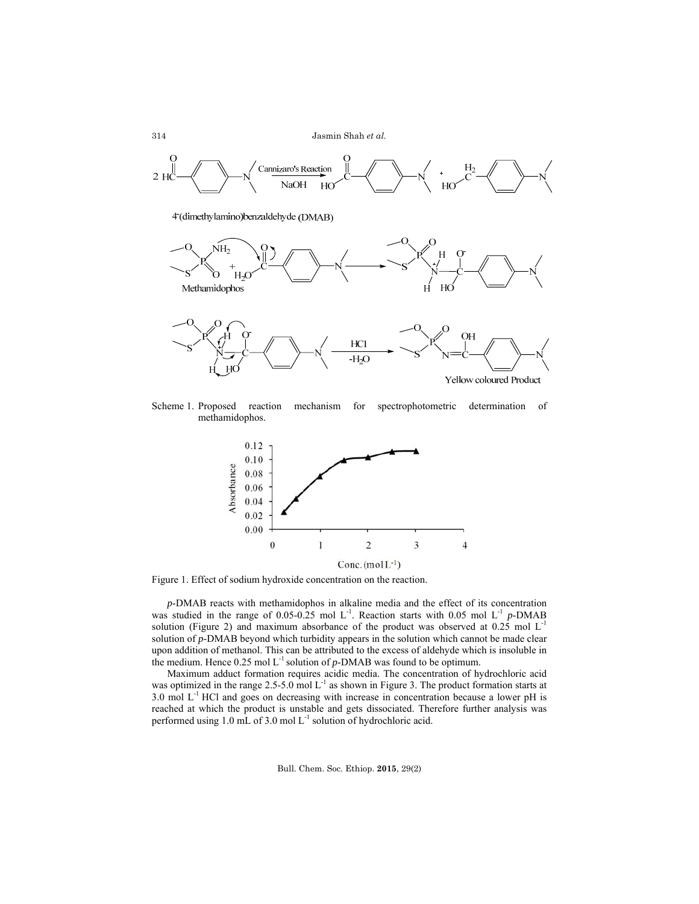Scheme 1. Proposed reaction mechanism for spectrophotometric determination of methamidophos.

Figure 1. Effect of sodium hydroxide concentration on the reaction.

*p*-DMAB reacts with methamidophos in alkaline media and the effect of its concentration was studied in the range of 0.05-0.25 mol $L^{-1}$. Reaction starts with 0.05 mol $L^{-1}$ *p*-DMAB solution (Figure 2) and maximum absorbance of the product was observed at 0.25 mol $L^{-1}$ solution of *p*-DMAB beyond which turbidity appears in the solution which cannot be made clear upon addition of methanol. This can be attributed to the excess of aldehyde which is insoluble in the medium. Hence 0.25 mol $L^{-1}$ solution of *p*-DMAB was found to be optimum.

Maximum adduct formation requires acidic media. The concentration of hydrochloric acid was optimized in the range 2.5-5.0 mol $L^{-1}$ as shown in Figure 3. The product formation starts at 3.0 mol $L^{-1}$ HCl and goes on decreasing with increase in concentration because a lower pH is reached at which the product is unstable and gets dissociated. Therefore further analysis was performed using 1.0 mL of 3.0 mol $L^{-1}$ solution of hydrochloric acid.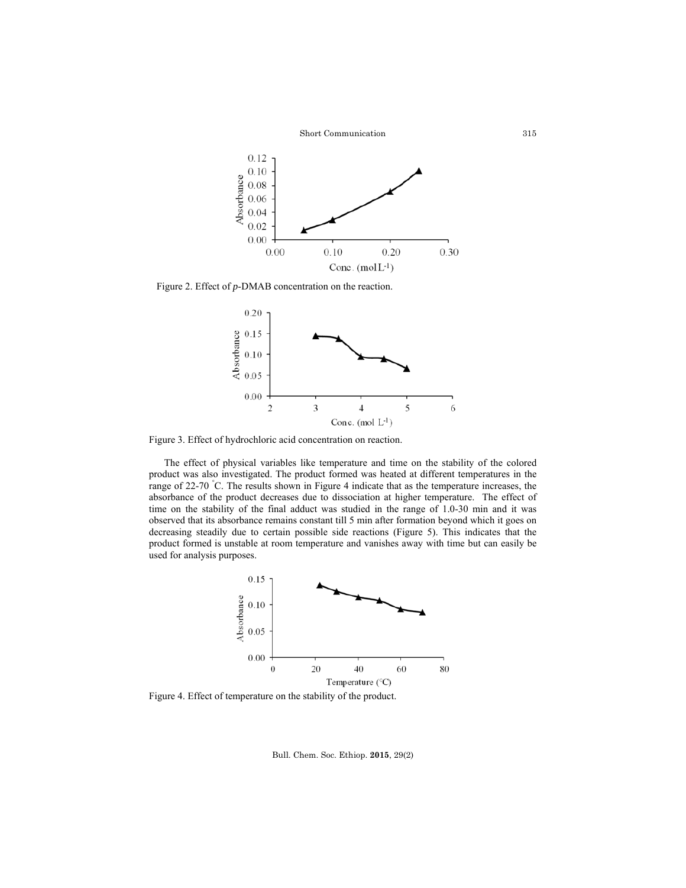Figure 2. Effect of *p*-DMAB concentration on the reaction.

Figure 3. Effect of hydrochloric acid concentration on reaction.

The effect of physical variables like temperature and time on the stability of the colored product was also investigated. The product formed was heated at different temperatures in the range of 22-70 °C. The results shown in Figure 4 indicate that as the temperature increases, the absorbance of the product decreases due to dissociation at higher temperature. The effect of time on the stability of the final adduct was studied in the range of 1.0-30 min and it was observed that its absorbance remains constant till 5 min after formation beyond which it goes on decreasing steadily due to certain possible side reactions (Figure 5). This indicates that the product formed is unstable at room temperature and vanishes away with time but can easily be used for analysis purposes.

Figure 4. Effect of temperature on the stability of the product.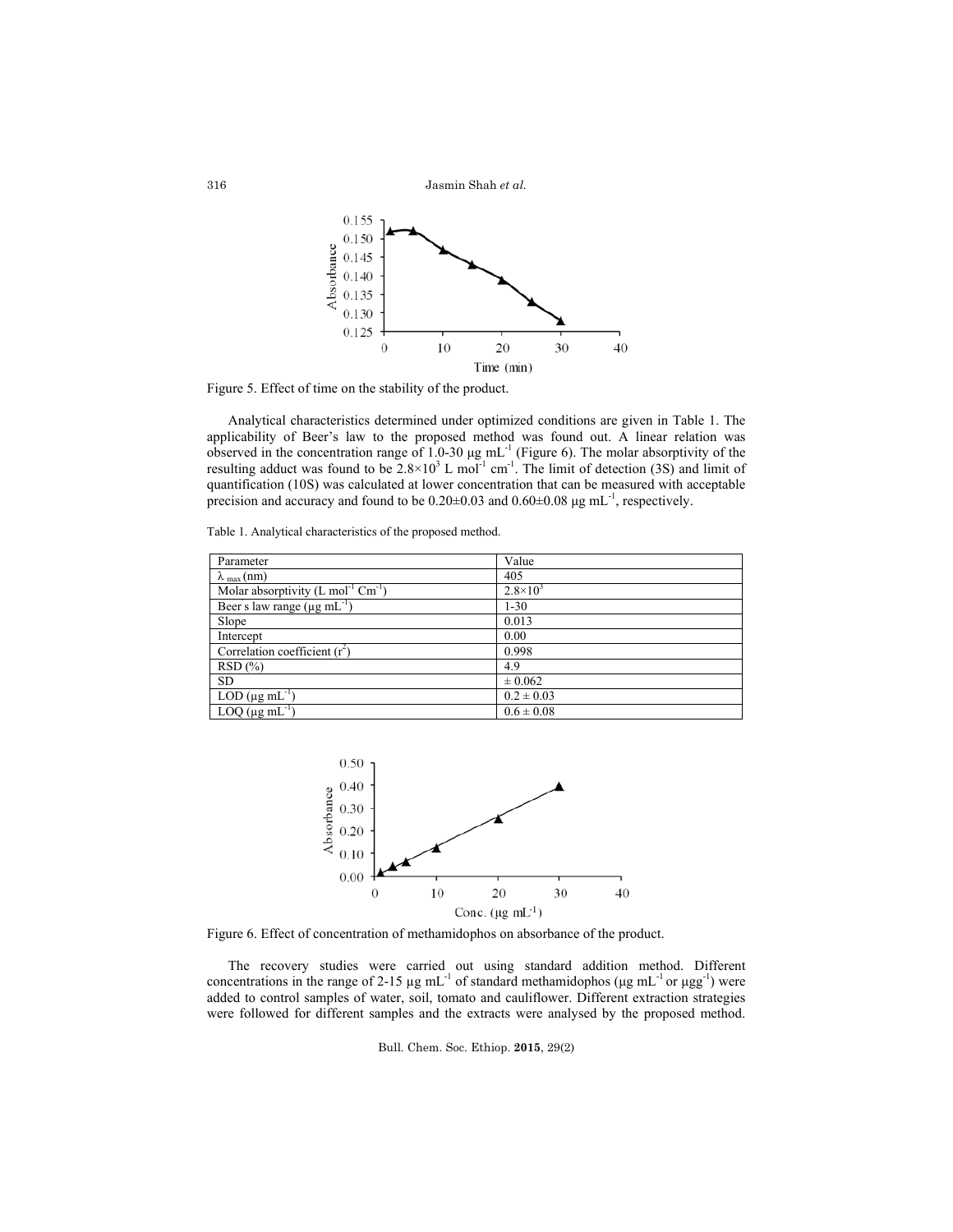Figure 5. Effect of time on the stability of the product.

Analytical characteristics determined under optimized conditions are given in Table 1. The applicability of Beer's law to the proposed method was found out. A linear relation was observed in the concentration range of 1.0-30 μg $mL^{-1}$ (Figure 6). The molar absorptivity of the resulting adduct was found to be $2.8\times10^3$ L $mol^{-1}$ $cm^{-1}$. The limit of detection (3S) and limit of quantification (10S) was calculated at lower concentration that can be measured with acceptable precision and accuracy and found to be 0.20±0.03 and 0.60±0.08 μg $mL^{-1}$, respectively.

Table 1. Analytical characteristics of the proposed method.

| Parameter | Value |
|---|---|
| $\lambda_{max}$ (nm) | 405 |
| Molar absorptivity (L $mol^{-1}$ $Cm^{-1}$) | $2.8\times10^3$ |
| Beer s law range (μg $mL^{-1}$) | 1-30 |
| Slope | 0.013 |
| Intercept | 0.00 |
| Correlation coefficient ($r^2$) | 0.998 |
| RSD (%) | 4.9 |
| SD | ± 0.062 |
| LOD (μg $mL^{-1}$) | 0.2 ± 0.03 |
| LOQ (μg $mL^{-1}$) | 0.6 ± 0.08 |

Figure 6. Effect of concentration of methamidophos on absorbance of the product.

The recovery studies were carried out using standard addition method. Different concentrations in the range of 2-15 μg $mL^{-1}$ of standard methamidophos (μg $mL^{-1}$ or μg$g^{-1}$) were added to control samples of water, soil, tomato and cauliflower. Different extraction strategies were followed for different samples and the extracts were analysed by the proposed method.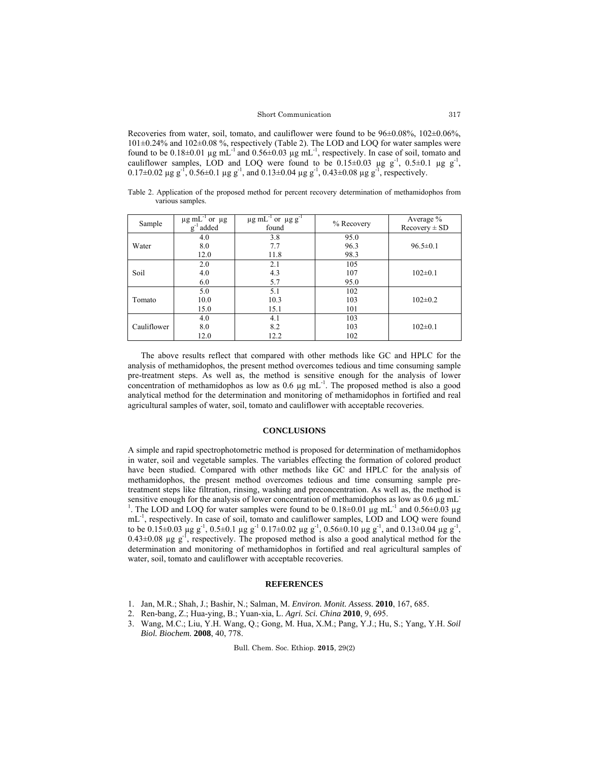Recoveries from water, soil, tomato, and cauliflower were found to be 96±0.08%, 102±0.06%, 101±0.24% and 102±0.08 %, respectively (Table 2). The LOD and LOQ for water samples were found to be 0.18±0.01 μg $mL^{-1}$ and 0.56±0.03 μg $mL^{-1}$, respectively. In case of soil, tomato and cauliflower samples, LOD and LOQ were found to be 0.15±0.03 μg $g^{-1}$, 0.5±0.1 μg $g^{-1}$, 0.17±0.02 μg $g^{-1}$, 0.56±0.1 μg $g^{-1}$, and 0.13±0.04 μg $g^{-1}$, 0.43±0.08 μg $g^{-1}$, respectively.

Table 2. Application of the proposed method for percent recovery determination of methamidophos from various samples.

| Sample | μg $mL^{-1}$ or μg $g^{-1}$ added | μg $mL^{-1}$ or μg $g^{-1}$ found | % Recovery | Average % Recovery ± SD |
|---|---|---|---|---|
| Water | 4.0 | 3.8 | 95.0 | 96.5±0.1 |
| | 8.0 | 7.7 | 96.3 | |
| | 12.0 | 11.8 | 98.3 | |
| Soil | 2.0 | 2.1 | 105 | 102±0.1 |
| | 4.0 | 4.3 | 107 | |
| | 6.0 | 5.7 | 95.0 | |
| Tomato | 5.0 | 5.1 | 102 | 102±0.2 |
| | 10.0 | 10.3 | 103 | |
| | 15.0 | 15.1 | 101 | |
| Cauliflower | 4.0 | 4.1 | 103 | 102±0.1 |
| | 8.0 | 8.2 | 103 | |
| | 12.0 | 12.2 | 102 | |

The above results reflect that compared with other methods like GC and HPLC for the analysis of methamidophos, the present method overcomes tedious and time consuming sample pre-treatment steps. As well as, the method is sensitive enough for the analysis of lower concentration of methamidophos as low as 0.6 μg $mL^{-1}$. The proposed method is also a good analytical method for the determination and monitoring of methamidophos in fortified and real agricultural samples of water, soil, tomato and cauliflower with acceptable recoveries.

## CONCLUSIONS

A simple and rapid spectrophotometric method is proposed for determination of methamidophos in water, soil and vegetable samples. The variables effecting the formation of colored product have been studied. Compared with other methods like GC and HPLC for the analysis of methamidophos, the present method overcomes tedious and time consuming sample pre-treatment steps like filtration, rinsing, washing and preconcentration. As well as, the method is sensitive enough for the analysis of lower concentration of methamidophos as low as 0.6 μg $mL^{-1}$. The LOD and LOQ for water samples were found to be 0.18±0.01 μg $mL^{-1}$ and 0.56±0.03 μg $mL^{-1}$, respectively. In case of soil, tomato and cauliflower samples, LOD and LOQ were found to be 0.15±0.03 μg $g^{-1}$, 0.5±0.1 μg $g^{-1}$ 0.17±0.02 μg $g^{-1}$, 0.56±0.10 μg $g^{-1}$, and 0.13±0.04 μg $g^{-1}$, 0.43±0.08 μg $g^{-1}$, respectively. The proposed method is also a good analytical method for the determination and monitoring of methamidophos in fortified and real agricultural samples of water, soil, tomato and cauliflower with acceptable recoveries.

## REFERENCES

1. Jan, M.R.; Shah, J.; Bashir, N.; Salman, M. *Environ. Monit. Assess.* **2010**, 167, 685.
2. Ren-bang, Z.; Hua-ying, B.; Yuan-xia, L. *Agri. Sci. China* **2010**, 9, 695.
3. Wang, M.C.; Liu, Y.H. Wang, Q.; Gong, M. Hua, X.M.; Pang, Y.J.; Hu, S.; Yang, Y.H. *Soil Biol. Biochem.* **2008**, 40, 778.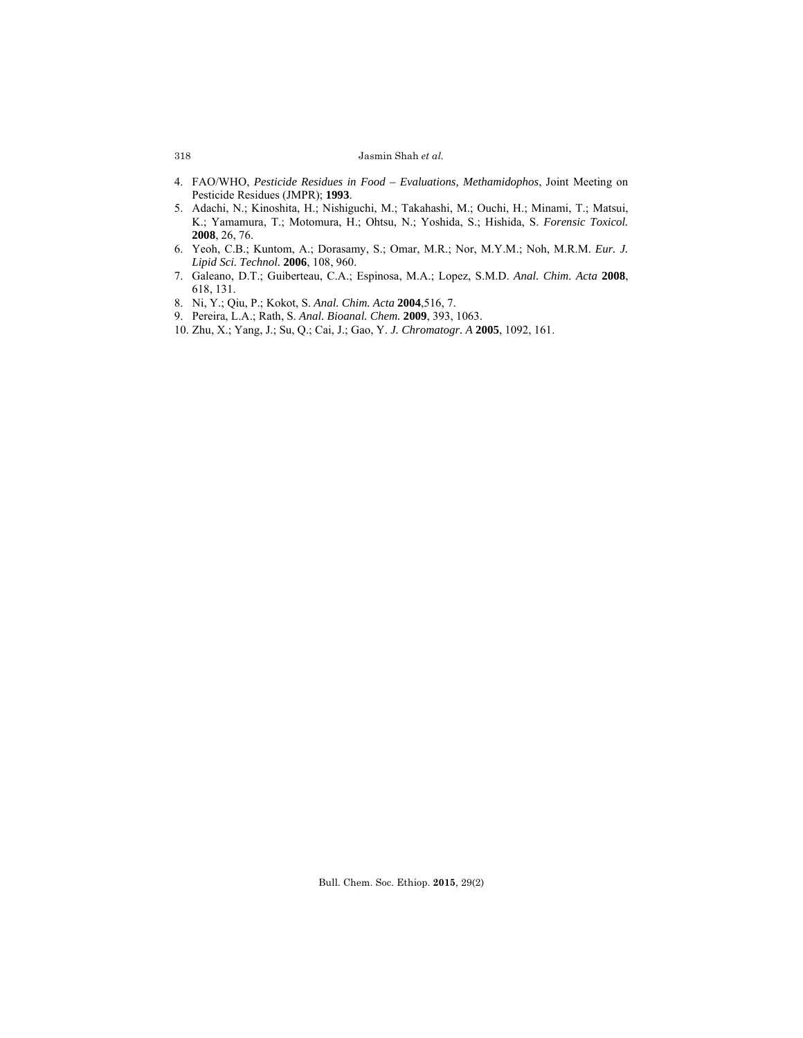4. FAO/WHO, *Pesticide Residues in Food – Evaluations, Methamidophos*, Joint Meeting on Pesticide Residues (JMPR); **1993**.
5. Adachi, N.; Kinoshita, H.; Nishiguchi, M.; Takahashi, M.; Ouchi, H.; Minami, T.; Matsui, K.; Yamamura, T.; Motomura, H.; Ohtsu, N.; Yoshida, S.; Hishida, S. *Forensic Toxicol.* **2008**, 26, 76.
6. Yeoh, C.B.; Kuntom, A.; Dorasamy, S.; Omar, M.R.; Nor, M.Y.M.; Noh, M.R.M. *Eur. J. Lipid Sci. Technol.* **2006**, 108, 960.
7. Galeano, D.T.; Guiberteau, C.A.; Espinosa, M.A.; Lopez, S.M.D. *Anal. Chim. Acta* **2008**, 618, 131.
8. Ni, Y.; Qiu, P.; Kokot, S. *Anal. Chim. Acta* **2004**,516, 7.
9. Pereira, L.A.; Rath, S. *Anal. Bioanal. Chem.* **2009**, 393, 1063.
10. Zhu, X.; Yang, J.; Su, Q.; Cai, J.; Gao, Y. *J. Chromatogr. A* **2005**, 1092, 161.